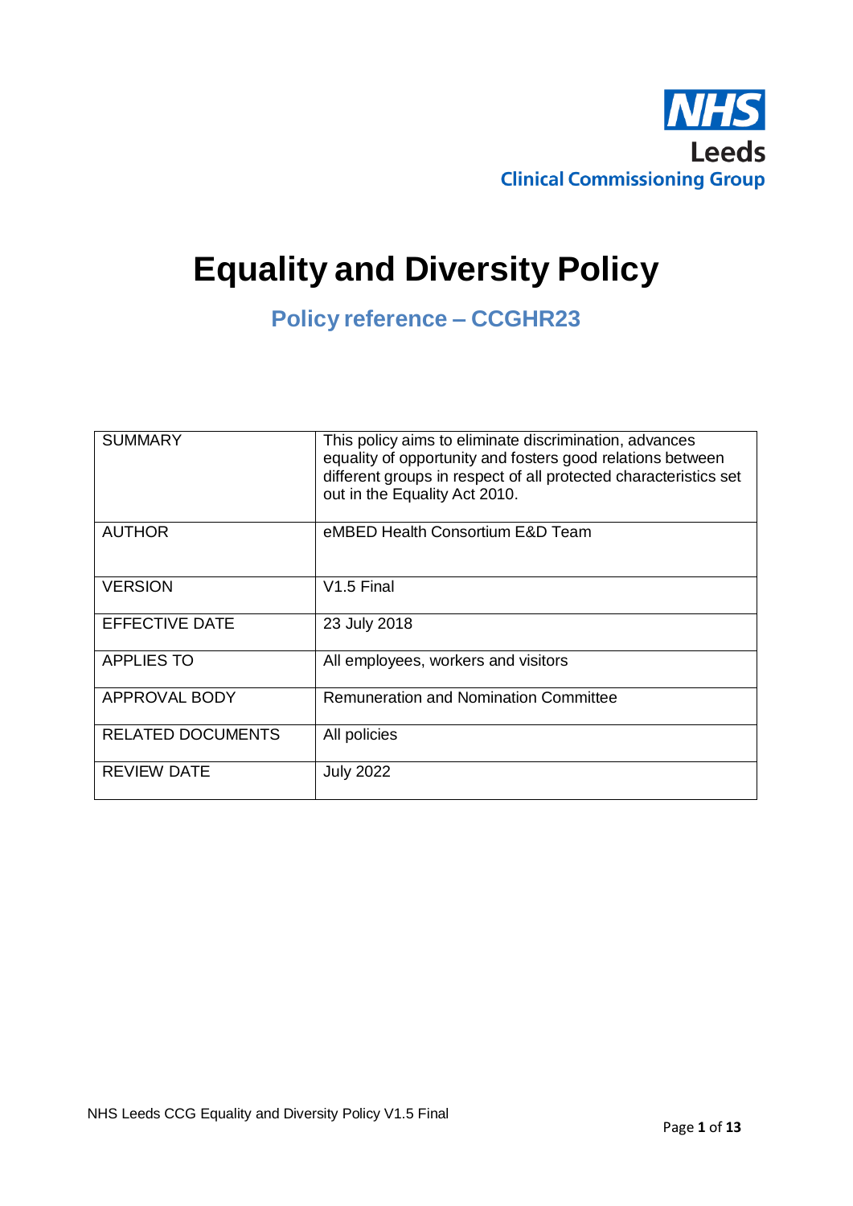NHS
Leeds
Clinical Commissioning Group

# Equality and Diversity Policy

## Policy reference – CCGHR23

| | |
|---|---|
| SUMMARY | This policy aims to eliminate discrimination, advances equality of opportunity and fosters good relations between different groups in respect of all protected characteristics set out in the Equality Act 2010. |
| AUTHOR | eMBED Health Consortium E&D Team |
| VERSION | V1.5 Final |
| EFFECTIVE DATE | 23 July 2018 |
| APPLIES TO | All employees, workers and visitors |
| APPROVAL BODY | Remuneration and Nomination Committee |
| RELATED DOCUMENTS | All policies |
| REVIEW DATE | July 2022 |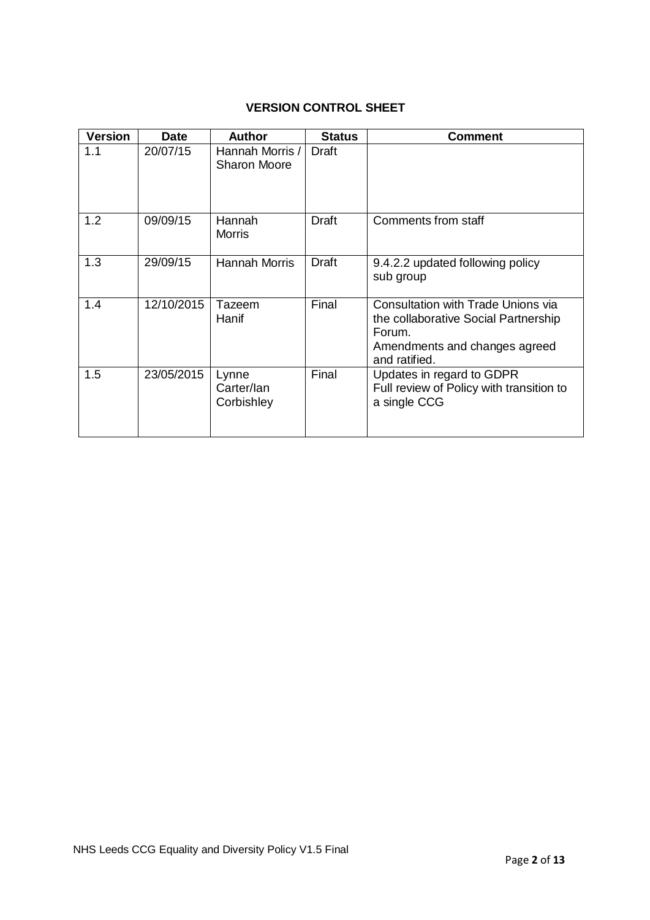**VERSION CONTROL SHEET**

| Version | Date | Author | Status | Comment |
|---|---|---|---|---|
| 1.1 | 20/07/15 | Hannah Morris / Sharon Moore | Draft | |
| 1.2 | 09/09/15 | Hannah Morris | Draft | Comments from staff |
| 1.3 | 29/09/15 | Hannah Morris | Draft | 9.4.2.2 updated following policy sub group |
| 1.4 | 12/10/2015 | Tazeem Hanif | Final | Consultation with Trade Unions via the collaborative Social Partnership Forum. Amendments and changes agreed and ratified. |
| 1.5 | 23/05/2015 | Lynne Carter/Ian Corbishley | Final | Updates in regard to GDPR Full review of Policy with transition to a single CCG |

NHS Leeds CCG Equality and Diversity Policy V1.5 Final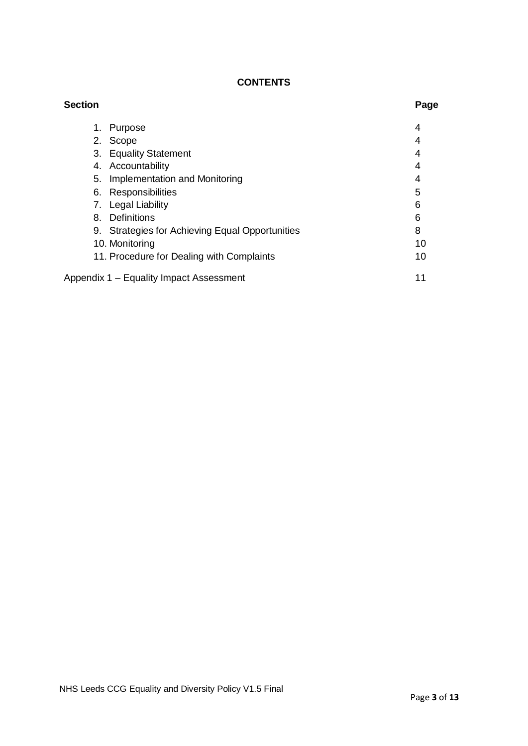## CONTENTS

| Section | Page |
|---|---|
| 1. Purpose | 4 |
| 2. Scope | 4 |
| 3. Equality Statement | 4 |
| 4. Accountability | 4 |
| 5. Implementation and Monitoring | 4 |
| 6. Responsibilities | 5 |
| 7. Legal Liability | 6 |
| 8. Definitions | 6 |
| 9. Strategies for Achieving Equal Opportunities | 8 |
| 10. Monitoring | 10 |
| 11. Procedure for Dealing with Complaints | 10 |
| Appendix 1 – Equality Impact Assessment | 11 |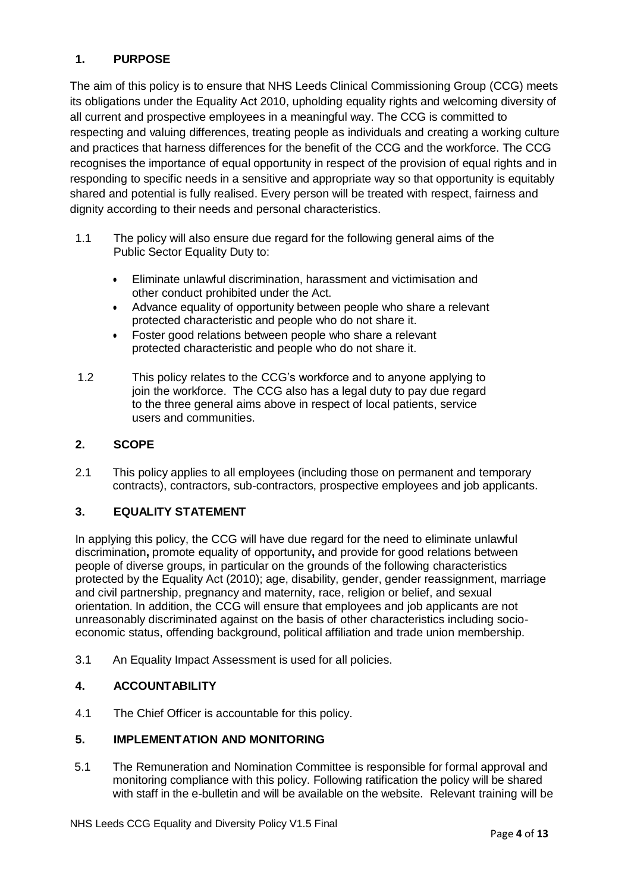## 1. PURPOSE

The aim of this policy is to ensure that NHS Leeds Clinical Commissioning Group (CCG) meets its obligations under the Equality Act 2010, upholding equality rights and welcoming diversity of all current and prospective employees in a meaningful way. The CCG is committed to respecting and valuing differences, treating people as individuals and creating a working culture and practices that harness differences for the benefit of the CCG and the workforce. The CCG recognises the importance of equal opportunity in respect of the provision of equal rights and in responding to specific needs in a sensitive and appropriate way so that opportunity is equitably shared and potential is fully realised. Every person will be treated with respect, fairness and dignity according to their needs and personal characteristics.

1.1 The policy will also ensure due regard for the following general aims of the Public Sector Equality Duty to:

- Eliminate unlawful discrimination, harassment and victimisation and other conduct prohibited under the Act.
- Advance equality of opportunity between people who share a relevant protected characteristic and people who do not share it.
- Foster good relations between people who share a relevant protected characteristic and people who do not share it.

1.2 This policy relates to the CCG's workforce and to anyone applying to join the workforce. The CCG also has a legal duty to pay due regard to the three general aims above in respect of local patients, service users and communities.

## 2. SCOPE

2.1 This policy applies to all employees (including those on permanent and temporary contracts), contractors, sub-contractors, prospective employees and job applicants.

## 3. EQUALITY STATEMENT

In applying this policy, the CCG will have due regard for the need to eliminate unlawful discrimination**,** promote equality of opportunity**,** and provide for good relations between people of diverse groups, in particular on the grounds of the following characteristics protected by the Equality Act (2010); age, disability, gender, gender reassignment, marriage and civil partnership, pregnancy and maternity, race, religion or belief, and sexual orientation. In addition, the CCG will ensure that employees and job applicants are not unreasonably discriminated against on the basis of other characteristics including socio-economic status, offending background, political affiliation and trade union membership.

3.1 An Equality Impact Assessment is used for all policies.

## 4. ACCOUNTABILITY

4.1 The Chief Officer is accountable for this policy.

## 5. IMPLEMENTATION AND MONITORING

5.1 The Remuneration and Nomination Committee is responsible for formal approval and monitoring compliance with this policy. Following ratification the policy will be shared with staff in the e-bulletin and will be available on the website. Relevant training will be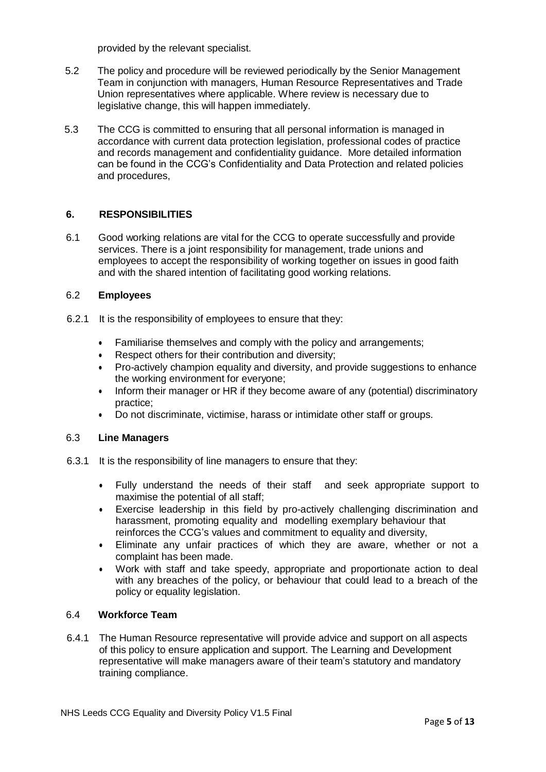provided by the relevant specialist.

5.2 The policy and procedure will be reviewed periodically by the Senior Management Team in conjunction with managers, Human Resource Representatives and Trade Union representatives where applicable. Where review is necessary due to legislative change, this will happen immediately.

5.3 The CCG is committed to ensuring that all personal information is managed in accordance with current data protection legislation, professional codes of practice and records management and confidentiality guidance. More detailed information can be found in the CCG's Confidentiality and Data Protection and related policies and procedures,

## 6. RESPONSIBILITIES

6.1 Good working relations are vital for the CCG to operate successfully and provide services. There is a joint responsibility for management, trade unions and employees to accept the responsibility of working together on issues in good faith and with the shared intention of facilitating good working relations.

### 6.2 Employees

6.2.1 It is the responsibility of employees to ensure that they:

- Familiarise themselves and comply with the policy and arrangements;
- Respect others for their contribution and diversity;
- Pro-actively champion equality and diversity, and provide suggestions to enhance the working environment for everyone;
- Inform their manager or HR if they become aware of any (potential) discriminatory practice;
- Do not discriminate, victimise, harass or intimidate other staff or groups.

### 6.3 Line Managers

6.3.1 It is the responsibility of line managers to ensure that they:

- Fully understand the needs of their staff and seek appropriate support to maximise the potential of all staff;
- Exercise leadership in this field by pro-actively challenging discrimination and harassment, promoting equality and modelling exemplary behaviour that reinforces the CCG's values and commitment to equality and diversity,
- Eliminate any unfair practices of which they are aware, whether or not a complaint has been made.
- Work with staff and take speedy, appropriate and proportionate action to deal with any breaches of the policy, or behaviour that could lead to a breach of the policy or equality legislation.

### 6.4 Workforce Team

6.4.1 The Human Resource representative will provide advice and support on all aspects of this policy to ensure application and support. The Learning and Development representative will make managers aware of their team's statutory and mandatory training compliance.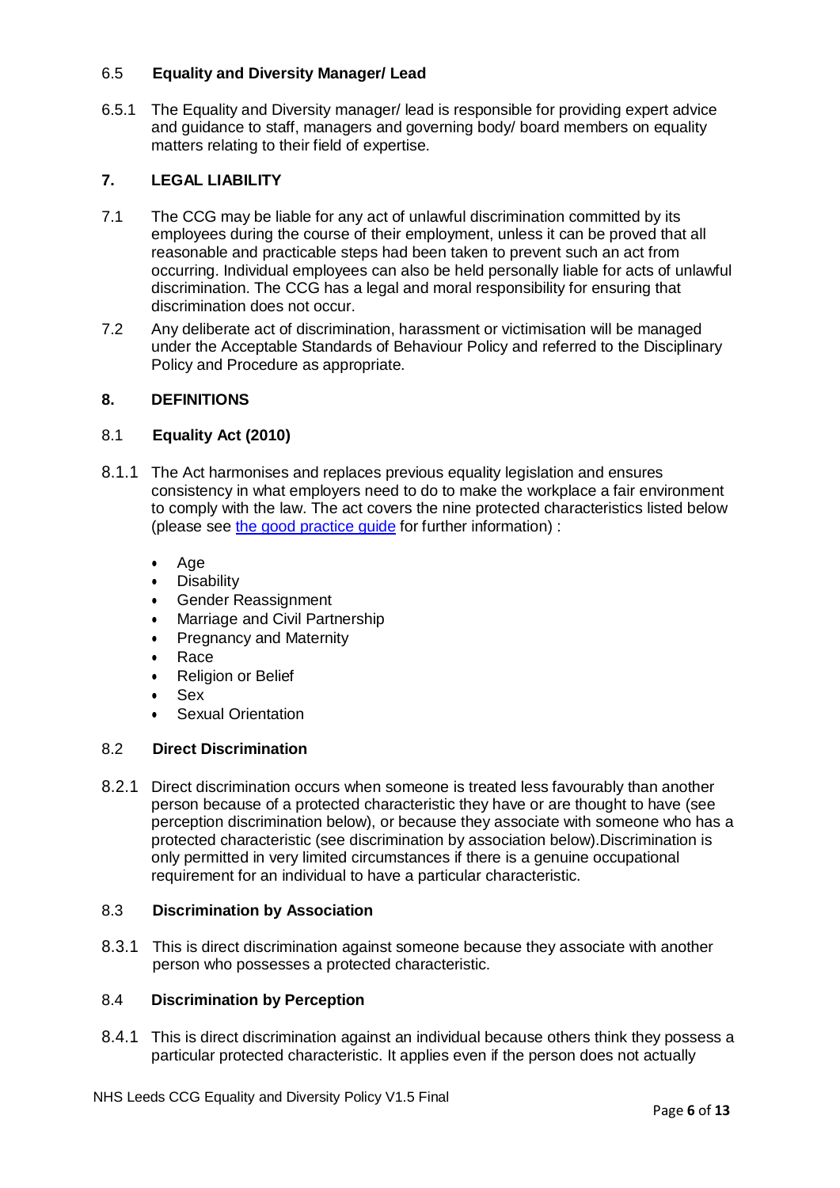### 6.5 Equality and Diversity Manager/ Lead

6.5.1 The Equality and Diversity manager/ lead is responsible for providing expert advice and guidance to staff, managers and governing body/ board members on equality matters relating to their field of expertise.

## 7. LEGAL LIABILITY

7.1 The CCG may be liable for any act of unlawful discrimination committed by its employees during the course of their employment, unless it can be proved that all reasonable and practicable steps had been taken to prevent such an act from occurring. Individual employees can also be held personally liable for acts of unlawful discrimination. The CCG has a legal and moral responsibility for ensuring that discrimination does not occur.

7.2 Any deliberate act of discrimination, harassment or victimisation will be managed under the Acceptable Standards of Behaviour Policy and referred to the Disciplinary Policy and Procedure as appropriate.

## 8. DEFINITIONS

### 8.1 Equality Act (2010)

8.1.1 The Act harmonises and replaces previous equality legislation and ensures consistency in what employers need to do to make the workplace a fair environment to comply with the law. The act covers the nine protected characteristics listed below (please see [the good practice guide]() for further information) :

- Age
- Disability
- Gender Reassignment
- Marriage and Civil Partnership
- Pregnancy and Maternity
- Race
- Religion or Belief
- Sex
- Sexual Orientation

### 8.2 Direct Discrimination

8.2.1 Direct discrimination occurs when someone is treated less favourably than another person because of a protected characteristic they have or are thought to have (see perception discrimination below), or because they associate with someone who has a protected characteristic (see discrimination by association below).Discrimination is only permitted in very limited circumstances if there is a genuine occupational requirement for an individual to have a particular characteristic.

### 8.3 Discrimination by Association

8.3.1 This is direct discrimination against someone because they associate with another person who possesses a protected characteristic.

### 8.4 Discrimination by Perception

8.4.1 This is direct discrimination against an individual because others think they possess a particular protected characteristic. It applies even if the person does not actually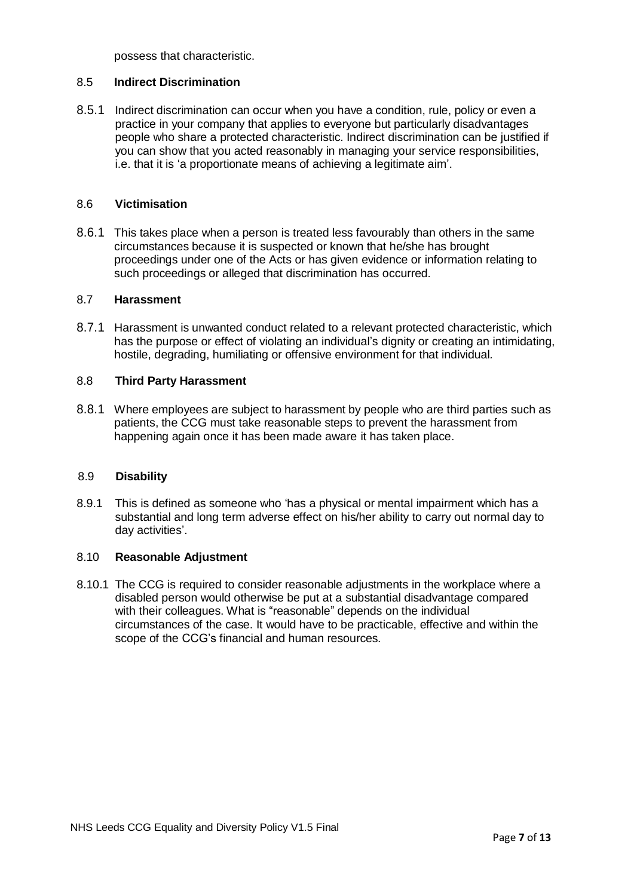possess that characteristic.

### 8.5 Indirect Discrimination

8.5.1 Indirect discrimination can occur when you have a condition, rule, policy or even a practice in your company that applies to everyone but particularly disadvantages people who share a protected characteristic. Indirect discrimination can be justified if you can show that you acted reasonably in managing your service responsibilities, i.e. that it is 'a proportionate means of achieving a legitimate aim'.

### 8.6 Victimisation

8.6.1 This takes place when a person is treated less favourably than others in the same circumstances because it is suspected or known that he/she has brought proceedings under one of the Acts or has given evidence or information relating to such proceedings or alleged that discrimination has occurred.

### 8.7 Harassment

8.7.1 Harassment is unwanted conduct related to a relevant protected characteristic, which has the purpose or effect of violating an individual's dignity or creating an intimidating, hostile, degrading, humiliating or offensive environment for that individual.

### 8.8 Third Party Harassment

8.8.1 Where employees are subject to harassment by people who are third parties such as patients, the CCG must take reasonable steps to prevent the harassment from happening again once it has been made aware it has taken place.

### 8.9 Disability

8.9.1 This is defined as someone who 'has a physical or mental impairment which has a substantial and long term adverse effect on his/her ability to carry out normal day to day activities'.

### 8.10 Reasonable Adjustment

8.10.1 The CCG is required to consider reasonable adjustments in the workplace where a disabled person would otherwise be put at a substantial disadvantage compared with their colleagues. What is "reasonable" depends on the individual circumstances of the case. It would have to be practicable, effective and within the scope of the CCG's financial and human resources.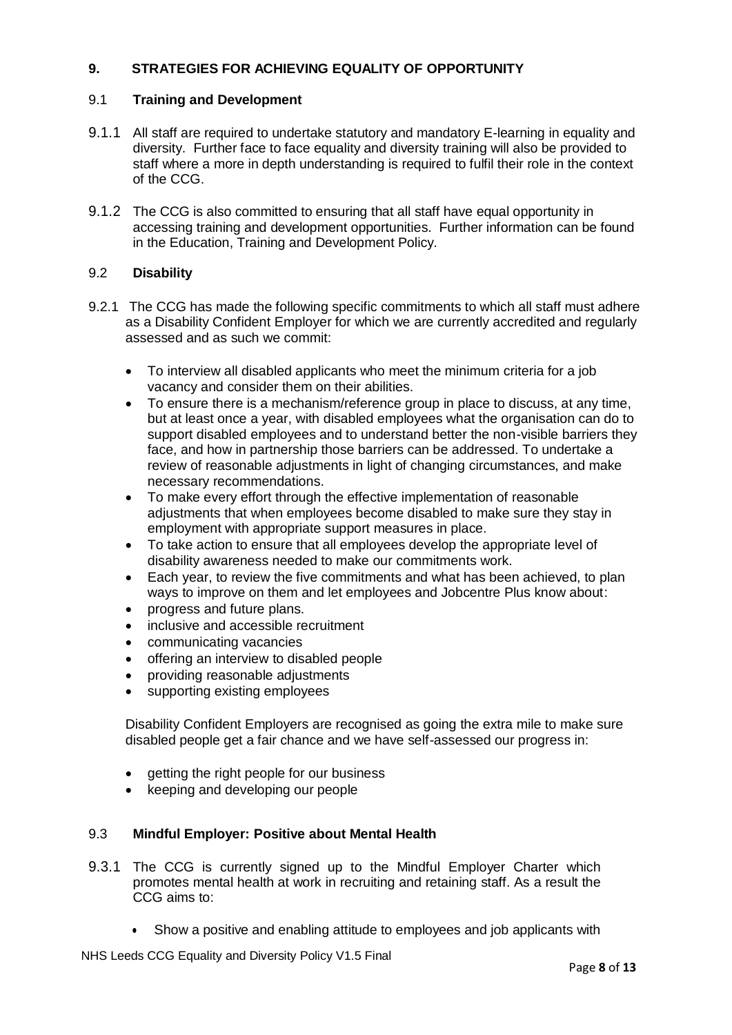## 9. STRATEGIES FOR ACHIEVING EQUALITY OF OPPORTUNITY

### 9.1 Training and Development

9.1.1 All staff are required to undertake statutory and mandatory E-learning in equality and diversity. Further face to face equality and diversity training will also be provided to staff where a more in depth understanding is required to fulfil their role in the context of the CCG.

9.1.2 The CCG is also committed to ensuring that all staff have equal opportunity in accessing training and development opportunities. Further information can be found in the Education, Training and Development Policy.

### 9.2 Disability

9.2.1 The CCG has made the following specific commitments to which all staff must adhere as a Disability Confident Employer for which we are currently accredited and regularly assessed and as such we commit:

- To interview all disabled applicants who meet the minimum criteria for a job vacancy and consider them on their abilities.
- To ensure there is a mechanism/reference group in place to discuss, at any time, but at least once a year, with disabled employees what the organisation can do to support disabled employees and to understand better the non-visible barriers they face, and how in partnership those barriers can be addressed. To undertake a review of reasonable adjustments in light of changing circumstances, and make necessary recommendations.
- To make every effort through the effective implementation of reasonable adjustments that when employees become disabled to make sure they stay in employment with appropriate support measures in place.
- To take action to ensure that all employees develop the appropriate level of disability awareness needed to make our commitments work.
- Each year, to review the five commitments and what has been achieved, to plan ways to improve on them and let employees and Jobcentre Plus know about:
- progress and future plans.
- inclusive and accessible recruitment
- communicating vacancies
- offering an interview to disabled people
- providing reasonable adjustments
- supporting existing employees

Disability Confident Employers are recognised as going the extra mile to make sure disabled people get a fair chance and we have self-assessed our progress in:

- getting the right people for our business
- keeping and developing our people

### 9.3 Mindful Employer: Positive about Mental Health

9.3.1 The CCG is currently signed up to the Mindful Employer Charter which promotes mental health at work in recruiting and retaining staff. As a result the CCG aims to:

- Show a positive and enabling attitude to employees and job applicants with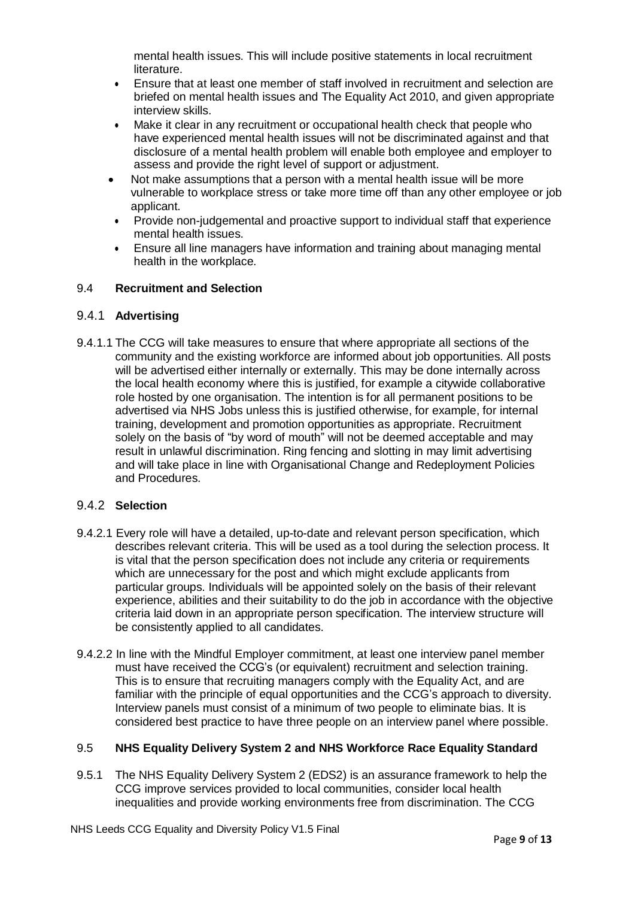mental health issues. This will include positive statements in local recruitment literature.

- Ensure that at least one member of staff involved in recruitment and selection are briefed on mental health issues and The Equality Act 2010, and given appropriate interview skills.
- Make it clear in any recruitment or occupational health check that people who have experienced mental health issues will not be discriminated against and that disclosure of a mental health problem will enable both employee and employer to assess and provide the right level of support or adjustment.
- Not make assumptions that a person with a mental health issue will be more vulnerable to workplace stress or take more time off than any other employee or job applicant.
- Provide non-judgemental and proactive support to individual staff that experience mental health issues.
- Ensure all line managers have information and training about managing mental health in the workplace.

## 9.4 **Recruitment and Selection**

### 9.4.1 **Advertising**

9.4.1.1 The CCG will take measures to ensure that where appropriate all sections of the community and the existing workforce are informed about job opportunities. All posts will be advertised either internally or externally. This may be done internally across the local health economy where this is justified, for example a citywide collaborative role hosted by one organisation. The intention is for all permanent positions to be advertised via NHS Jobs unless this is justified otherwise, for example, for internal training, development and promotion opportunities as appropriate. Recruitment solely on the basis of "by word of mouth" will not be deemed acceptable and may result in unlawful discrimination. Ring fencing and slotting in may limit advertising and will take place in line with Organisational Change and Redeployment Policies and Procedures.

### 9.4.2 **Selection**

9.4.2.1 Every role will have a detailed, up-to-date and relevant person specification, which describes relevant criteria. This will be used as a tool during the selection process. It is vital that the person specification does not include any criteria or requirements which are unnecessary for the post and which might exclude applicants from particular groups. Individuals will be appointed solely on the basis of their relevant experience, abilities and their suitability to do the job in accordance with the objective criteria laid down in an appropriate person specification. The interview structure will be consistently applied to all candidates.

9.4.2.2 In line with the Mindful Employer commitment, at least one interview panel member must have received the CCG's (or equivalent) recruitment and selection training. This is to ensure that recruiting managers comply with the Equality Act, and are familiar with the principle of equal opportunities and the CCG's approach to diversity. Interview panels must consist of a minimum of two people to eliminate bias. It is considered best practice to have three people on an interview panel where possible.

## 9.5 **NHS Equality Delivery System 2 and NHS Workforce Race Equality Standard**

9.5.1 The NHS Equality Delivery System 2 (EDS2) is an assurance framework to help the CCG improve services provided to local communities, consider local health inequalities and provide working environments free from discrimination. The CCG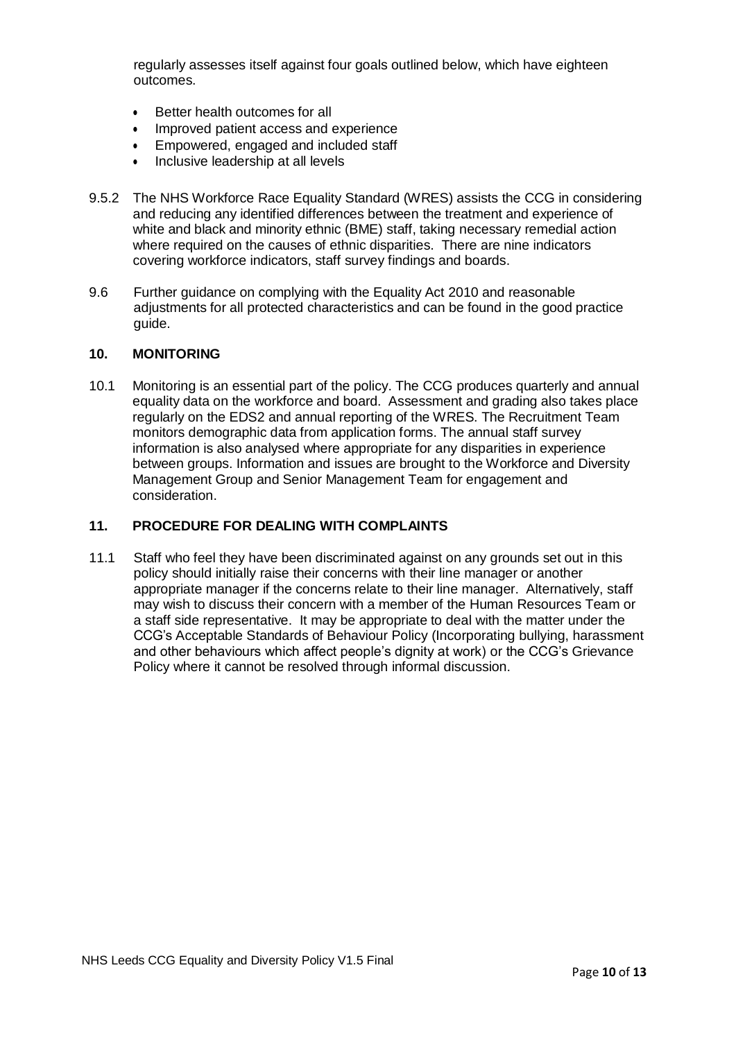regularly assesses itself against four goals outlined below, which have eighteen outcomes.

- Better health outcomes for all
- Improved patient access and experience
- Empowered, engaged and included staff
- Inclusive leadership at all levels

9.5.2 The NHS Workforce Race Equality Standard (WRES) assists the CCG in considering and reducing any identified differences between the treatment and experience of white and black and minority ethnic (BME) staff, taking necessary remedial action where required on the causes of ethnic disparities. There are nine indicators covering workforce indicators, staff survey findings and boards.

9.6 Further guidance on complying with the Equality Act 2010 and reasonable adjustments for all protected characteristics and can be found in the good practice guide.

## 10. MONITORING

10.1 Monitoring is an essential part of the policy. The CCG produces quarterly and annual equality data on the workforce and board. Assessment and grading also takes place regularly on the EDS2 and annual reporting of the WRES. The Recruitment Team monitors demographic data from application forms. The annual staff survey information is also analysed where appropriate for any disparities in experience between groups. Information and issues are brought to the Workforce and Diversity Management Group and Senior Management Team for engagement and consideration.

## 11. PROCEDURE FOR DEALING WITH COMPLAINTS

11.1 Staff who feel they have been discriminated against on any grounds set out in this policy should initially raise their concerns with their line manager or another appropriate manager if the concerns relate to their line manager. Alternatively, staff may wish to discuss their concern with a member of the Human Resources Team or a staff side representative. It may be appropriate to deal with the matter under the CCG's Acceptable Standards of Behaviour Policy (Incorporating bullying, harassment and other behaviours which affect people's dignity at work) or the CCG's Grievance Policy where it cannot be resolved through informal discussion.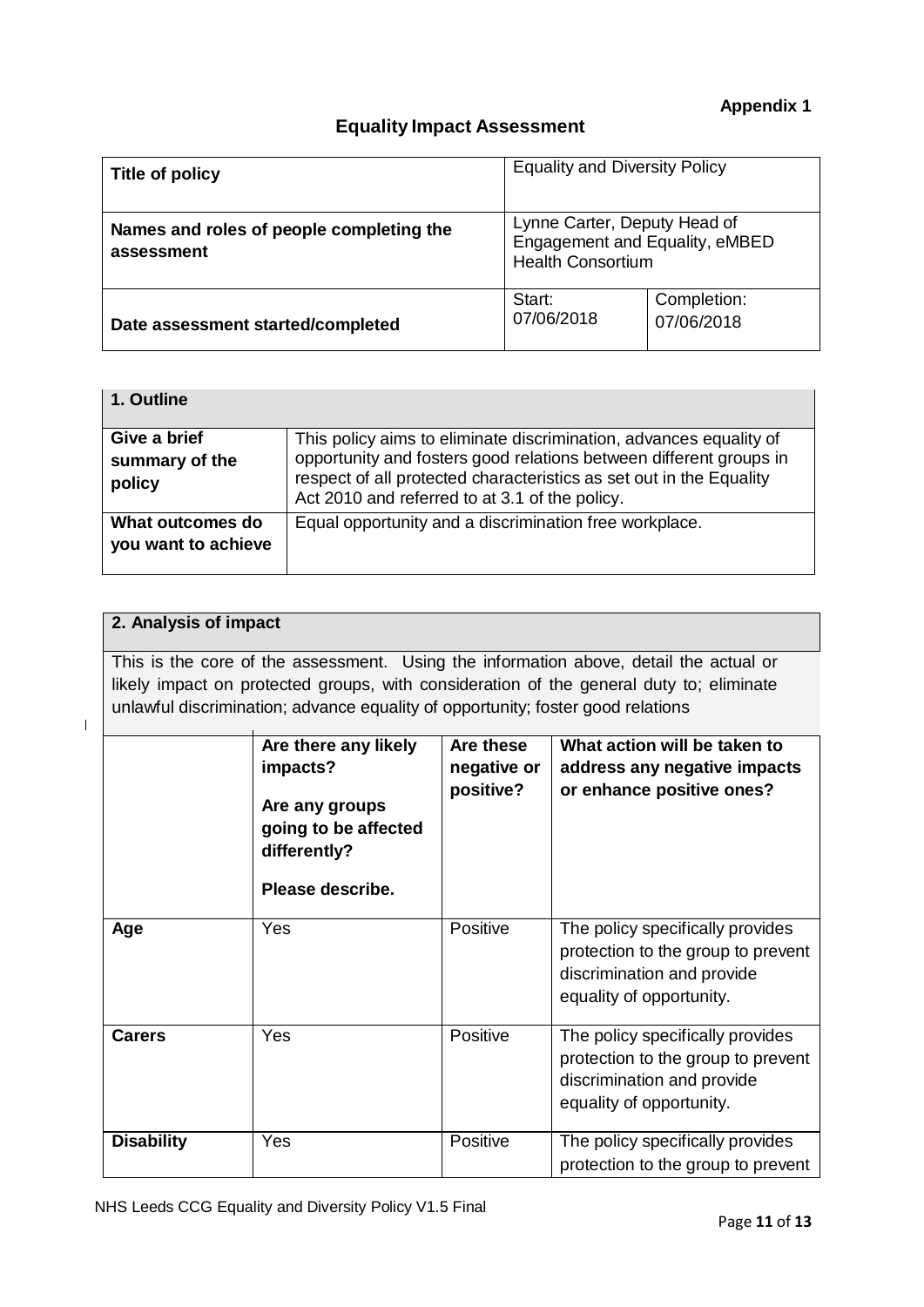**Appendix 1**

# Equality Impact Assessment

| Title of policy | Equality and Diversity Policy | |
|---|---|---|
| Names and roles of people completing the assessment | Lynne Carter, Deputy Head of Engagement and Equality, eMBED Health Consortium | |
| Date assessment started/completed | Start: 07/06/2018 | Completion: 07/06/2018 |

| 1. Outline | |
|---|---|
| Give a brief summary of the policy | This policy aims to eliminate discrimination, advances equality of opportunity and fosters good relations between different groups in respect of all protected characteristics as set out in the Equality Act 2010 and referred to at 3.1 of the policy. |
| What outcomes do you want to achieve | Equal opportunity and a discrimination free workplace. |

**2. Analysis of impact**

This is the core of the assessment. Using the information above, detail the actual or likely impact on protected groups, with consideration of the general duty to; eliminate unlawful discrimination; advance equality of opportunity; foster good relations

| | Are there any likely impacts? Are any groups going to be affected differently? Please describe. | Are these negative or positive? | What action will be taken to address any negative impacts or enhance positive ones? |
|---|---|---|---|
| **Age** | Yes | Positive | The policy specifically provides protection to the group to prevent discrimination and provide equality of opportunity. |
| **Carers** | Yes | Positive | The policy specifically provides protection to the group to prevent discrimination and provide equality of opportunity. |
| **Disability** | Yes | Positive | The policy specifically provides protection to the group to prevent |

NHS Leeds CCG Equality and Diversity Policy V1.5 Final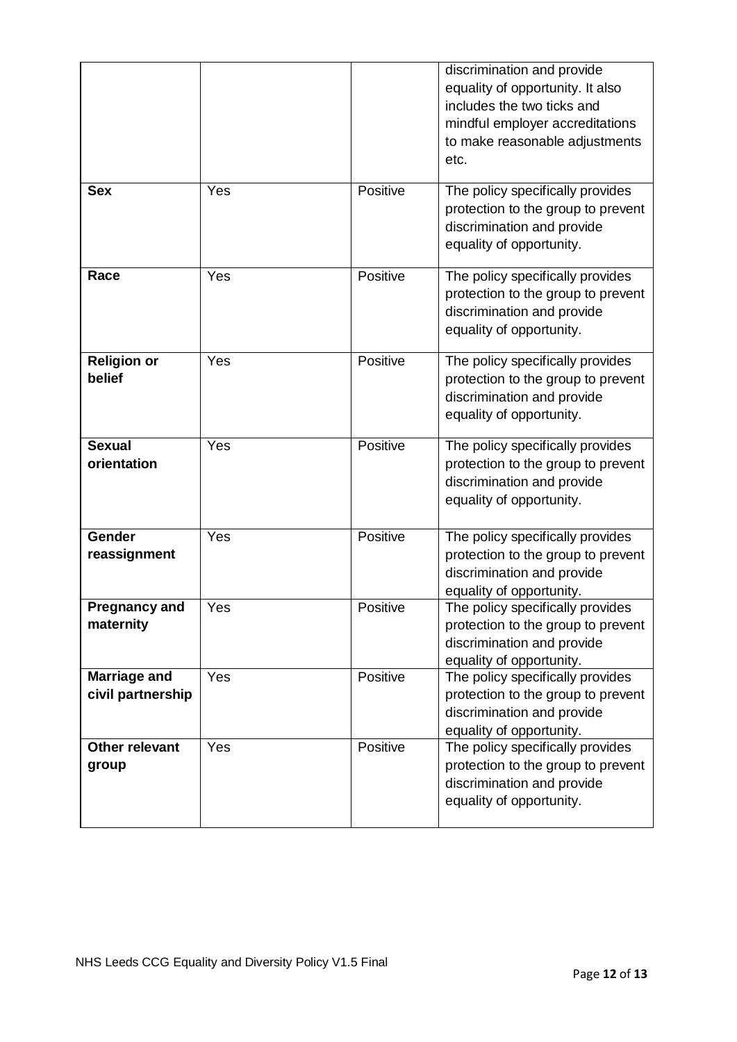| | | | |
|---|---|---|---|
| | | | discrimination and provide equality of opportunity. It also includes the two ticks and mindful employer accreditations to make reasonable adjustments etc. |
| **Sex** | Yes | Positive | The policy specifically provides protection to the group to prevent discrimination and provide equality of opportunity. |
| **Race** | Yes | Positive | The policy specifically provides protection to the group to prevent discrimination and provide equality of opportunity. |
| **Religion or belief** | Yes | Positive | The policy specifically provides protection to the group to prevent discrimination and provide equality of opportunity. |
| **Sexual orientation** | Yes | Positive | The policy specifically provides protection to the group to prevent discrimination and provide equality of opportunity. |
| **Gender reassignment** | Yes | Positive | The policy specifically provides protection to the group to prevent discrimination and provide equality of opportunity. |
| **Pregnancy and maternity** | Yes | Positive | The policy specifically provides protection to the group to prevent discrimination and provide equality of opportunity. |
| **Marriage and civil partnership** | Yes | Positive | The policy specifically provides protection to the group to prevent discrimination and provide equality of opportunity. |
| **Other relevant group** | Yes | Positive | The policy specifically provides protection to the group to prevent discrimination and provide equality of opportunity. |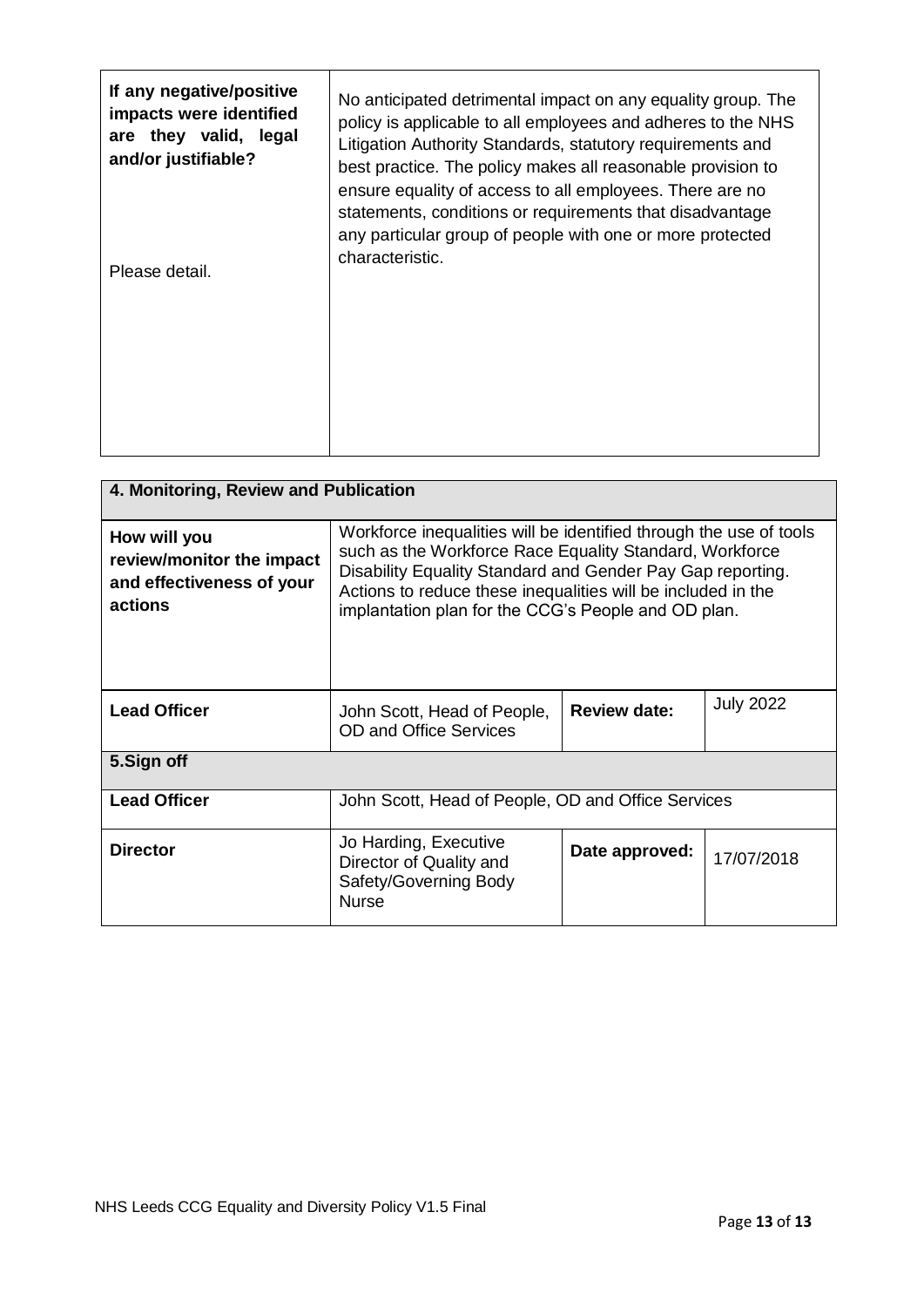| | |
|---|---|
| **If any negative/positive impacts were identified are they valid, legal and/or justifiable?**<br><br>Please detail. | No anticipated detrimental impact on any equality group. The policy is applicable to all employees and adheres to the NHS Litigation Authority Standards, statutory requirements and best practice. The policy makes all reasonable provision to ensure equality of access to all employees. There are no statements, conditions or requirements that disadvantage any particular group of people with one or more protected characteristic. |

| **4. Monitoring, Review and Publication** | | | |
|---|---|---|---|
| **How will you review/monitor the impact and effectiveness of your actions** | Workforce inequalities will be identified through the use of tools such as the Workforce Race Equality Standard, Workforce Disability Equality Standard and Gender Pay Gap reporting. Actions to reduce these inequalities will be included in the implantation plan for the CCG's People and OD plan. | | |
| **Lead Officer** | John Scott, Head of People, OD and Office Services | **Review date:** | July 2022 |
| **5.Sign off** | | | |
| **Lead Officer** | John Scott, Head of People, OD and Office Services | | |
| **Director** | Jo Harding, Executive Director of Quality and Safety/Governing Body Nurse | **Date approved:** | 17/07/2018 |

NHS Leeds CCG Equality and Diversity Policy V1.5 Final